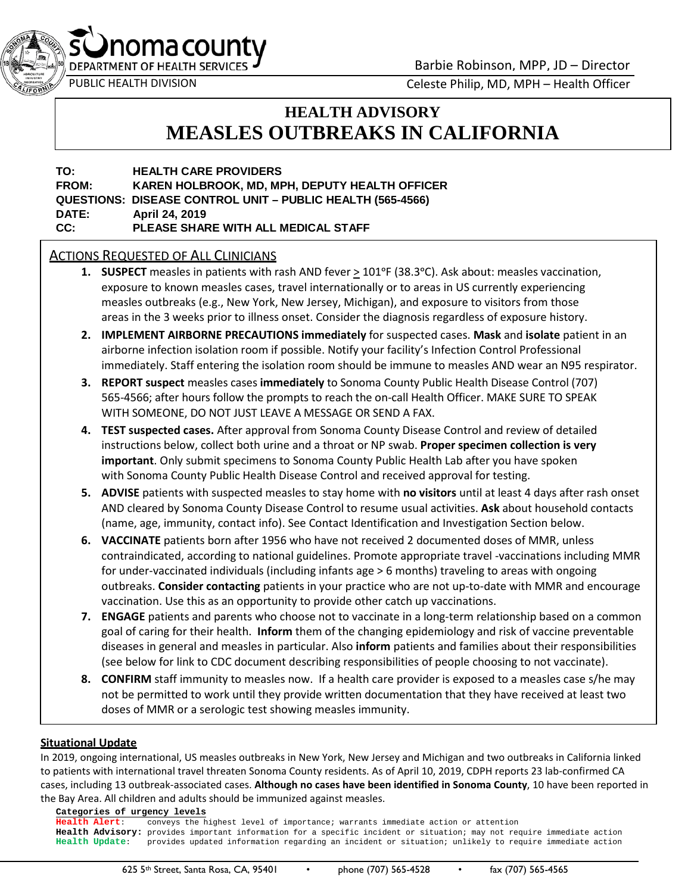Sonoma County Department of Health Services
PUBLIC HEALTH DIVISION

Barbie Robinson, MPP, JD – Director
Celeste Philip, MD, MPH – Health Officer

# HEALTH ADVISORY
# MEASLES OUTBREAKS IN CALIFORNIA

**TO:** HEALTH CARE PROVIDERS
**FROM:** KAREN HOLBROOK, MD, MPH, DEPUTY HEALTH OFFICER
**QUESTIONS:** DISEASE CONTROL UNIT – PUBLIC HEALTH (565-4566)
**DATE:** April 24, 2019
**CC:** PLEASE SHARE WITH ALL MEDICAL STAFF

## Actions Requested of All Clinicians

1. **SUSPECT** measles in patients with rash AND fever ≥ 101°F (38.3°C). Ask about: measles vaccination, exposure to known measles cases, travel internationally or to areas in US currently experiencing measles outbreaks (e.g., New York, New Jersey, Michigan), and exposure to visitors from those areas in the 3 weeks prior to illness onset. Consider the diagnosis regardless of exposure history.
2. **IMPLEMENT AIRBORNE PRECAUTIONS immediately** for suspected cases. **Mask** and **isolate** patient in an airborne infection isolation room if possible. Notify your facility's Infection Control Professional immediately. Staff entering the isolation room should be immune to measles AND wear an N95 respirator.
3. **REPORT suspect** measles cases **immediately** to Sonoma County Public Health Disease Control (707) 565-4566; after hours follow the prompts to reach the on-call Health Officer. MAKE SURE TO SPEAK WITH SOMEONE, DO NOT JUST LEAVE A MESSAGE OR SEND A FAX.
4. **TEST suspected cases.** After approval from Sonoma County Disease Control and review of detailed instructions below, collect both urine and a throat or NP swab. **Proper specimen collection is very important**. Only submit specimens to Sonoma County Public Health Lab after you have spoken with Sonoma County Public Health Disease Control and received approval for testing.
5. **ADVISE** patients with suspected measles to stay home with **no visitors** until at least 4 days after rash onset AND cleared by Sonoma County Disease Control to resume usual activities. **Ask** about household contacts (name, age, immunity, contact info). See Contact Identification and Investigation Section below.
6. **VACCINATE** patients born after 1956 who have not received 2 documented doses of MMR, unless contraindicated, according to national guidelines. Promote appropriate travel -vaccinations including MMR for under-vaccinated individuals (including infants age > 6 months) traveling to areas with ongoing outbreaks. **Consider contacting** patients in your practice who are not up-to-date with MMR and encourage vaccination. Use this as an opportunity to provide other catch up vaccinations.
7. **ENGAGE** patients and parents who choose not to vaccinate in a long-term relationship based on a common goal of caring for their health. **Inform** them of the changing epidemiology and risk of vaccine preventable diseases in general and measles in particular. Also **inform** patients and families about their responsibilities (see below for link to CDC document describing responsibilities of people choosing to not vaccinate).
8. **CONFIRM** staff immunity to measles now. If a health care provider is exposed to a measles case s/he may not be permitted to work until they provide written documentation that they have received at least two doses of MMR or a serologic test showing measles immunity.

## Situational Update

In 2019, ongoing international, US measles outbreaks in New York, New Jersey and Michigan and two outbreaks in California linked to patients with international travel threaten Sonoma County residents. As of April 10, 2019, CDPH reports 23 lab-confirmed CA cases, including 13 outbreak-associated cases. **Although no cases have been identified in Sonoma County**, 10 have been reported in the Bay Area. All children and adults should be immunized against measles.

**Categories of urgency levels**
**Health Alert**: conveys the highest level of importance; warrants immediate action or attention
**Health Advisory:** provides important information for a specific incident or situation; may not require immediate action
**Health Update**: provides updated information regarding an incident or situation; unlikely to require immediate action

625 5th Street, Santa Rosa, CA, 95401 • phone (707) 565-4528 • fax (707) 565-4565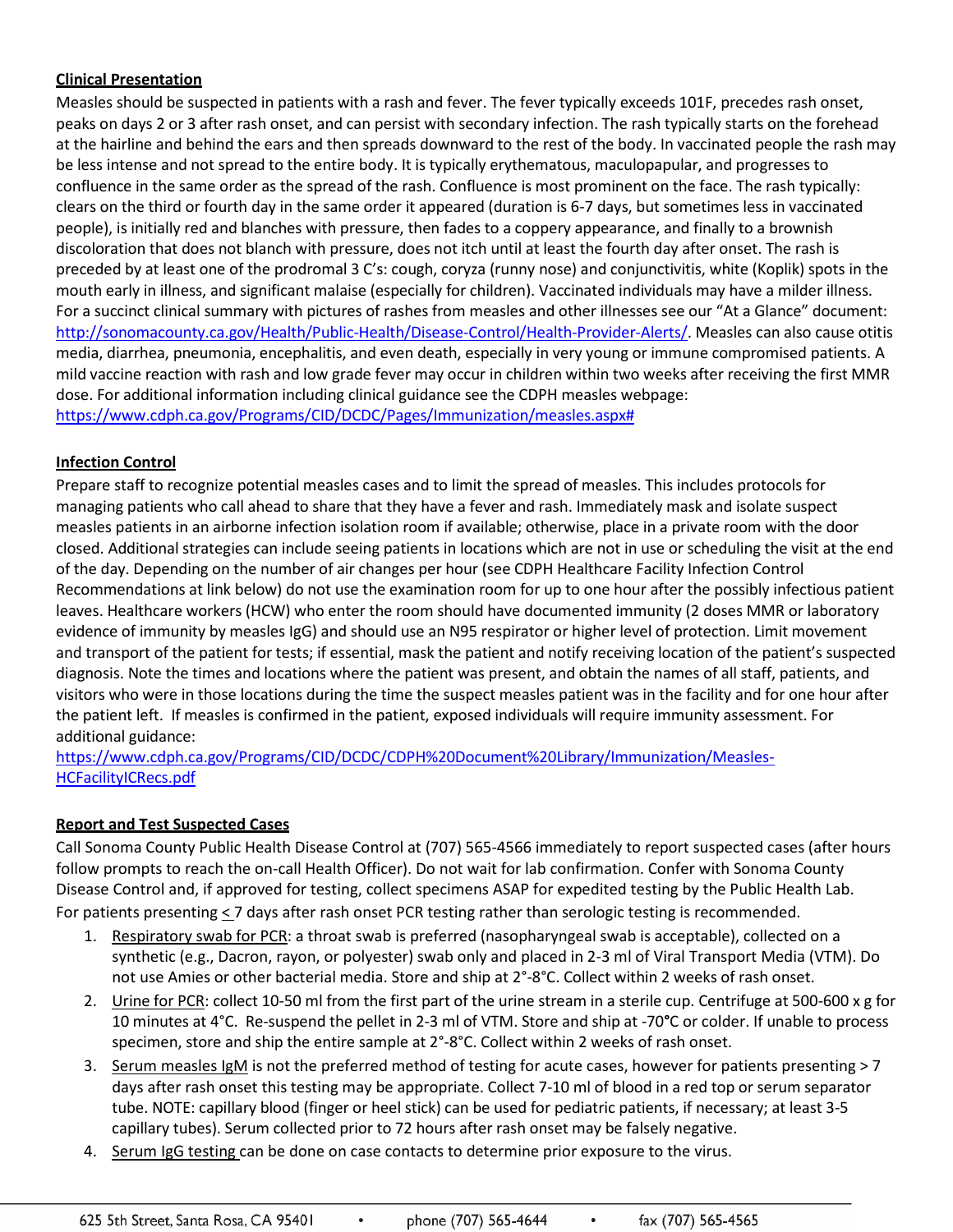**Clinical Presentation**

Measles should be suspected in patients with a rash and fever. The fever typically exceeds 101F, precedes rash onset, peaks on days 2 or 3 after rash onset, and can persist with secondary infection. The rash typically starts on the forehead at the hairline and behind the ears and then spreads downward to the rest of the body. In vaccinated people the rash may be less intense and not spread to the entire body. It is typically erythematous, maculopapular, and progresses to confluence in the same order as the spread of the rash. Confluence is most prominent on the face. The rash typically: clears on the third or fourth day in the same order it appeared (duration is 6-7 days, but sometimes less in vaccinated people), is initially red and blanches with pressure, then fades to a coppery appearance, and finally to a brownish discoloration that does not blanch with pressure, does not itch until at least the fourth day after onset. The rash is preceded by at least one of the prodromal 3 C's: cough, coryza (runny nose) and conjunctivitis, white (Koplik) spots in the mouth early in illness, and significant malaise (especially for children). Vaccinated individuals may have a milder illness. For a succinct clinical summary with pictures of rashes from measles and other illnesses see our "At a Glance" document: http://sonomacounty.ca.gov/Health/Public-Health/Disease-Control/Health-Provider-Alerts/. Measles can also cause otitis media, diarrhea, pneumonia, encephalitis, and even death, especially in very young or immune compromised patients. A mild vaccine reaction with rash and low grade fever may occur in children within two weeks after receiving the first MMR dose. For additional information including clinical guidance see the CDPH measles webpage: https://www.cdph.ca.gov/Programs/CID/DCDC/Pages/Immunization/measles.aspx#

**Infection Control**

Prepare staff to recognize potential measles cases and to limit the spread of measles. This includes protocols for managing patients who call ahead to share that they have a fever and rash. Immediately mask and isolate suspect measles patients in an airborne infection isolation room if available; otherwise, place in a private room with the door closed. Additional strategies can include seeing patients in locations which are not in use or scheduling the visit at the end of the day. Depending on the number of air changes per hour (see CDPH Healthcare Facility Infection Control Recommendations at link below) do not use the examination room for up to one hour after the possibly infectious patient leaves. Healthcare workers (HCW) who enter the room should have documented immunity (2 doses MMR or laboratory evidence of immunity by measles IgG) and should use an N95 respirator or higher level of protection. Limit movement and transport of the patient for tests; if essential, mask the patient and notify receiving location of the patient's suspected diagnosis. Note the times and locations where the patient was present, and obtain the names of all staff, patients, and visitors who were in those locations during the time the suspect measles patient was in the facility and for one hour after the patient left. If measles is confirmed in the patient, exposed individuals will require immunity assessment. For additional guidance:
https://www.cdph.ca.gov/Programs/CID/DCDC/CDPH%20Document%20Library/Immunization/Measles-HCFacilityICRecs.pdf

**Report and Test Suspected Cases**

Call Sonoma County Public Health Disease Control at (707) 565-4566 immediately to report suspected cases (after hours follow prompts to reach the on-call Health Officer). Do not wait for lab confirmation. Confer with Sonoma County Disease Control and, if approved for testing, collect specimens ASAP for expedited testing by the Public Health Lab. For patients presenting ≤ 7 days after rash onset PCR testing rather than serologic testing is recommended.

1. Respiratory swab for PCR: a throat swab is preferred (nasopharyngeal swab is acceptable), collected on a synthetic (e.g., Dacron, rayon, or polyester) swab only and placed in 2-3 ml of Viral Transport Media (VTM). Do not use Amies or other bacterial media. Store and ship at 2°-8°C. Collect within 2 weeks of rash onset.
2. Urine for PCR: collect 10-50 ml from the first part of the urine stream in a sterile cup. Centrifuge at 500-600 x g for 10 minutes at 4°C. Re-suspend the pellet in 2-3 ml of VTM. Store and ship at -70°C or colder. If unable to process specimen, store and ship the entire sample at 2°-8°C. Collect within 2 weeks of rash onset.
3. Serum measles IgM is not the preferred method of testing for acute cases, however for patients presenting > 7 days after rash onset this testing may be appropriate. Collect 7-10 ml of blood in a red top or serum separator tube. NOTE: capillary blood (finger or heel stick) can be used for pediatric patients, if necessary; at least 3-5 capillary tubes). Serum collected prior to 72 hours after rash onset may be falsely negative.
4. Serum IgG testing can be done on case contacts to determine prior exposure to the virus.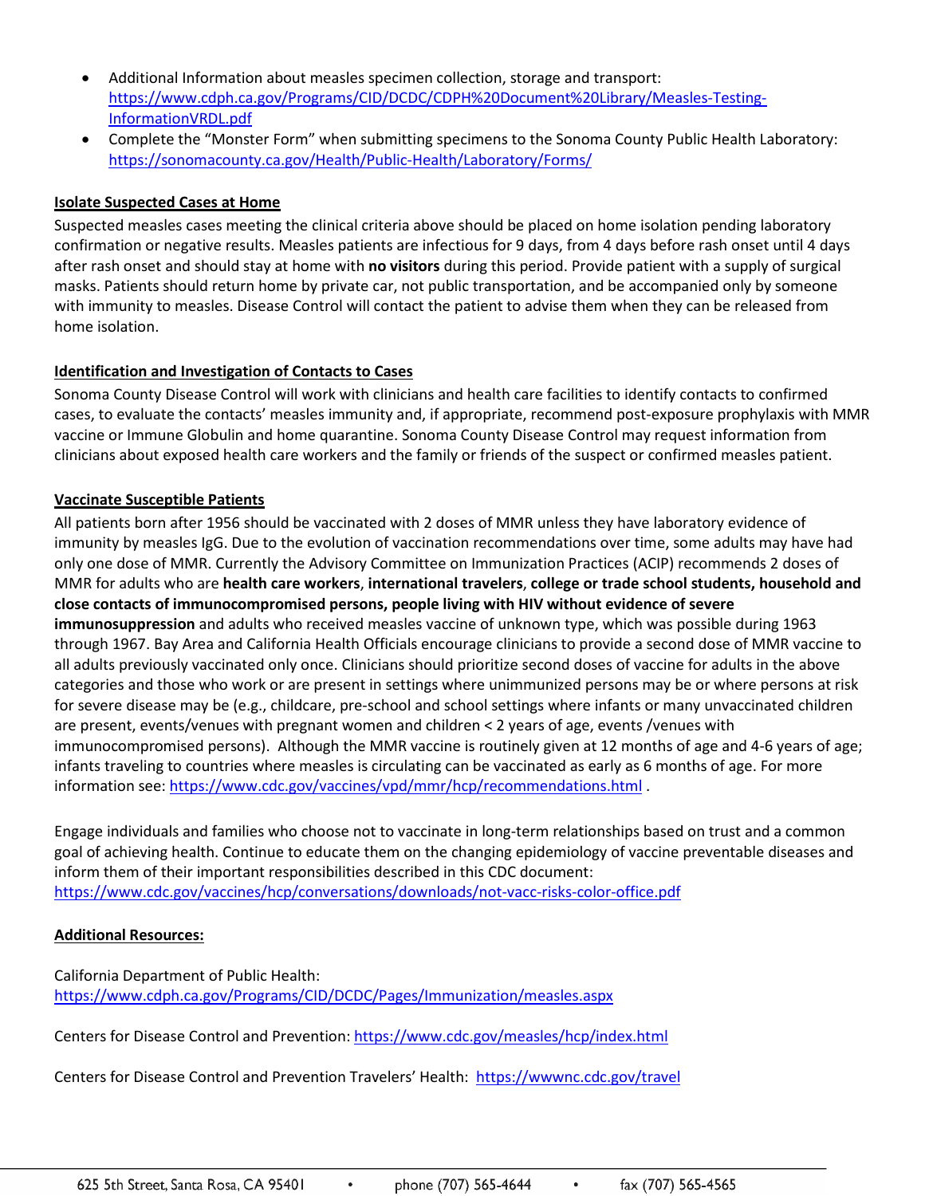- Additional Information about measles specimen collection, storage and transport: https://www.cdph.ca.gov/Programs/CID/DCDC/CDPH%20Document%20Library/Measles-Testing-InformationVRDL.pdf
- Complete the "Monster Form" when submitting specimens to the Sonoma County Public Health Laboratory: https://sonomacounty.ca.gov/Health/Public-Health/Laboratory/Forms/

**Isolate Suspected Cases at Home**

Suspected measles cases meeting the clinical criteria above should be placed on home isolation pending laboratory confirmation or negative results. Measles patients are infectious for 9 days, from 4 days before rash onset until 4 days after rash onset and should stay at home with **no visitors** during this period. Provide patient with a supply of surgical masks. Patients should return home by private car, not public transportation, and be accompanied only by someone with immunity to measles. Disease Control will contact the patient to advise them when they can be released from home isolation.

**Identification and Investigation of Contacts to Cases**

Sonoma County Disease Control will work with clinicians and health care facilities to identify contacts to confirmed cases, to evaluate the contacts' measles immunity and, if appropriate, recommend post-exposure prophylaxis with MMR vaccine or Immune Globulin and home quarantine. Sonoma County Disease Control may request information from clinicians about exposed health care workers and the family or friends of the suspect or confirmed measles patient.

**Vaccinate Susceptible Patients**

All patients born after 1956 should be vaccinated with 2 doses of MMR unless they have laboratory evidence of immunity by measles IgG. Due to the evolution of vaccination recommendations over time, some adults may have had only one dose of MMR. Currently the Advisory Committee on Immunization Practices (ACIP) recommends 2 doses of MMR for adults who are **health care workers**, **international travelers**, **college or trade school students, household and close contacts of immunocompromised persons, people living with HIV without evidence of severe immunosuppression** and adults who received measles vaccine of unknown type, which was possible during 1963 through 1967. Bay Area and California Health Officials encourage clinicians to provide a second dose of MMR vaccine to all adults previously vaccinated only once. Clinicians should prioritize second doses of vaccine for adults in the above categories and those who work or are present in settings where unimmunized persons may be or where persons at risk for severe disease may be (e.g., childcare, pre-school and school settings where infants or many unvaccinated children are present, events/venues with pregnant women and children < 2 years of age, events /venues with immunocompromised persons). Although the MMR vaccine is routinely given at 12 months of age and 4-6 years of age; infants traveling to countries where measles is circulating can be vaccinated as early as 6 months of age. For more information see: https://www.cdc.gov/vaccines/vpd/mmr/hcp/recommendations.html .

Engage individuals and families who choose not to vaccinate in long-term relationships based on trust and a common goal of achieving health. Continue to educate them on the changing epidemiology of vaccine preventable diseases and inform them of their important responsibilities described in this CDC document: https://www.cdc.gov/vaccines/hcp/conversations/downloads/not-vacc-risks-color-office.pdf

**Additional Resources:**

California Department of Public Health: https://www.cdph.ca.gov/Programs/CID/DCDC/Pages/Immunization/measles.aspx

Centers for Disease Control and Prevention: https://www.cdc.gov/measles/hcp/index.html

Centers for Disease Control and Prevention Travelers' Health: https://wwwnc.cdc.gov/travel